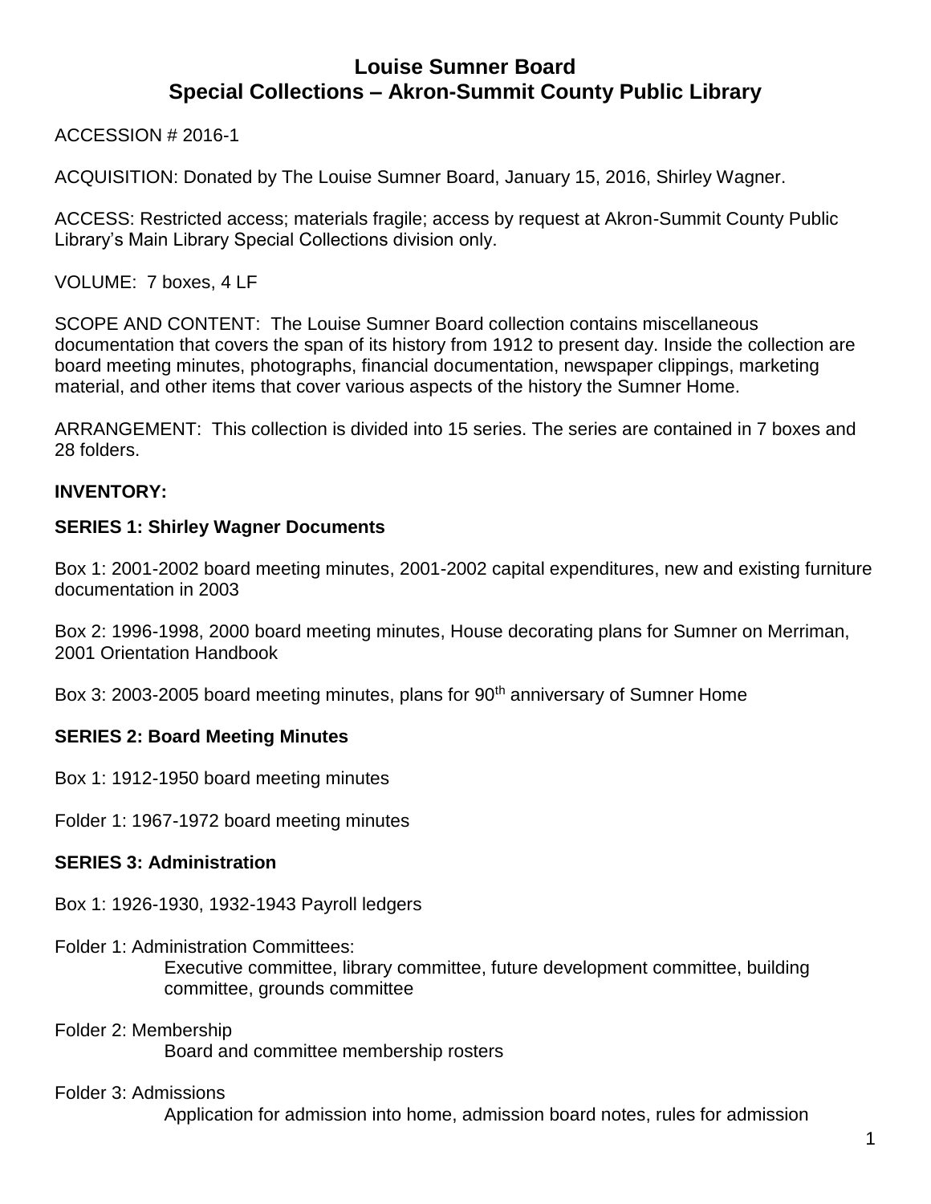# Louise Sumner Board
## Special Collections – Akron-Summit County Public Library

ACCESSION # 2016-1

ACQUISITION: Donated by The Louise Sumner Board, January 15, 2016, Shirley Wagner.

ACCESS: Restricted access; materials fragile; access by request at Akron-Summit County Public Library's Main Library Special Collections division only.

VOLUME: 7 boxes, 4 LF

SCOPE AND CONTENT: The Louise Sumner Board collection contains miscellaneous documentation that covers the span of its history from 1912 to present day. Inside the collection are board meeting minutes, photographs, financial documentation, newspaper clippings, marketing material, and other items that cover various aspects of the history the Sumner Home.

ARRANGEMENT: This collection is divided into 15 series. The series are contained in 7 boxes and 28 folders.

**INVENTORY:**

**SERIES 1: Shirley Wagner Documents**

Box 1: 2001-2002 board meeting minutes, 2001-2002 capital expenditures, new and existing furniture documentation in 2003

Box 2: 1996-1998, 2000 board meeting minutes, House decorating plans for Sumner on Merriman, 2001 Orientation Handbook

Box 3: 2003-2005 board meeting minutes, plans for 90th anniversary of Sumner Home

**SERIES 2: Board Meeting Minutes**

Box 1: 1912-1950 board meeting minutes

Folder 1: 1967-1972 board meeting minutes

**SERIES 3: Administration**

Box 1: 1926-1930, 1932-1943 Payroll ledgers

Folder 1: Administration Committees:
Executive committee, library committee, future development committee, building committee, grounds committee

Folder 2: Membership
Board and committee membership rosters

Folder 3: Admissions
Application for admission into home, admission board notes, rules for admission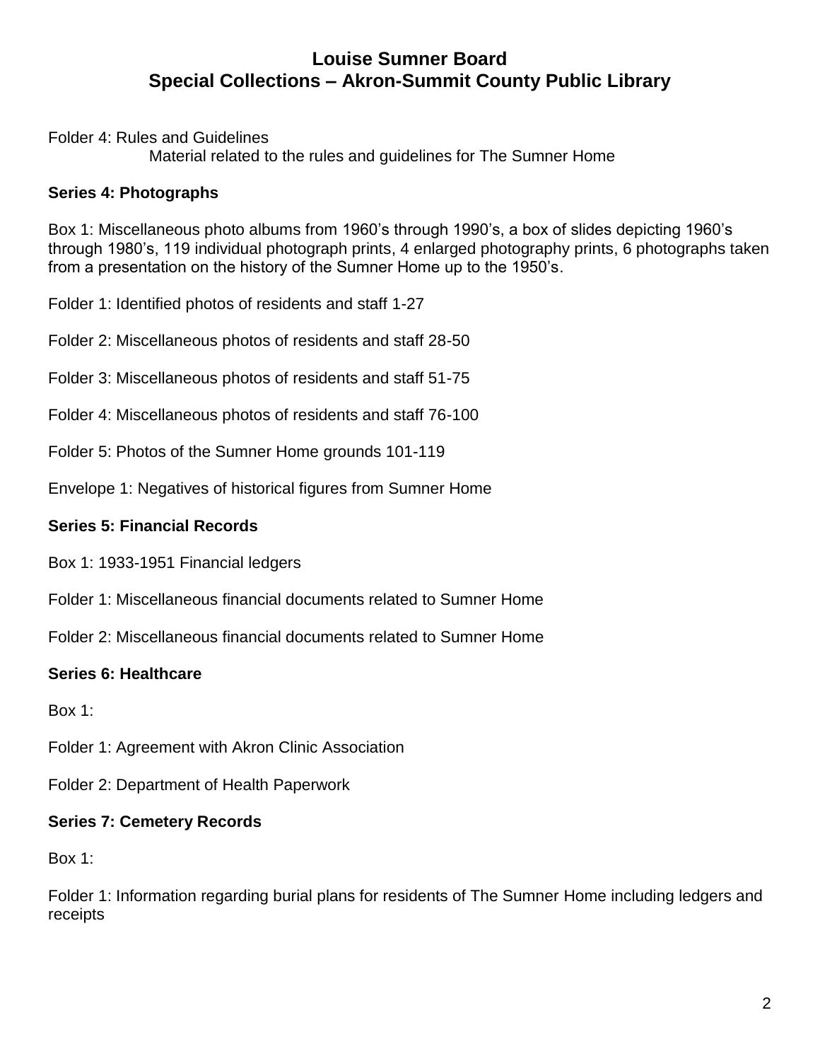Folder 4: Rules and Guidelines

Material related to the rules and guidelines for The Sumner Home

**Series 4: Photographs**

Box 1: Miscellaneous photo albums from 1960's through 1990's, a box of slides depicting 1960's through 1980's, 119 individual photograph prints, 4 enlarged photography prints, 6 photographs taken from a presentation on the history of the Sumner Home up to the 1950's.

Folder 1: Identified photos of residents and staff 1-27

Folder 2: Miscellaneous photos of residents and staff 28-50

Folder 3: Miscellaneous photos of residents and staff 51-75

Folder 4: Miscellaneous photos of residents and staff 76-100

Folder 5: Photos of the Sumner Home grounds 101-119

Envelope 1: Negatives of historical figures from Sumner Home

**Series 5: Financial Records**

Box 1: 1933-1951 Financial ledgers

Folder 1: Miscellaneous financial documents related to Sumner Home

Folder 2: Miscellaneous financial documents related to Sumner Home

**Series 6: Healthcare**

Box 1:

Folder 1: Agreement with Akron Clinic Association

Folder 2: Department of Health Paperwork

**Series 7: Cemetery Records**

Box 1:

Folder 1: Information regarding burial plans for residents of The Sumner Home including ledgers and receipts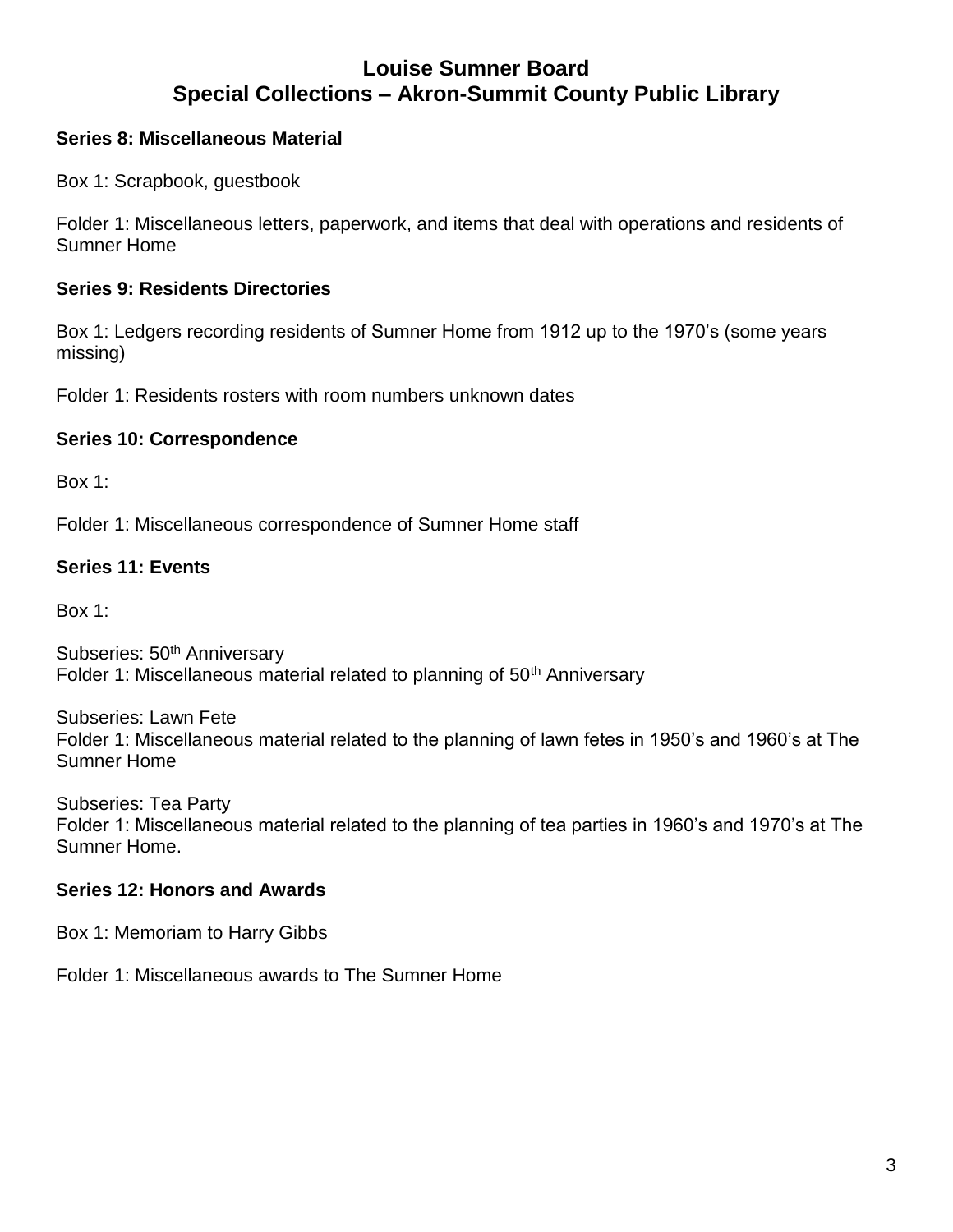# Louise Sumner Board
## Special Collections – Akron-Summit County Public Library

**Series 8: Miscellaneous Material**

Box 1: Scrapbook, guestbook

Folder 1: Miscellaneous letters, paperwork, and items that deal with operations and residents of Sumner Home

**Series 9: Residents Directories**

Box 1: Ledgers recording residents of Sumner Home from 1912 up to the 1970's (some years missing)

Folder 1: Residents rosters with room numbers unknown dates

**Series 10: Correspondence**

Box 1:

Folder 1: Miscellaneous correspondence of Sumner Home staff

**Series 11: Events**

Box 1:

Subseries: 50th Anniversary
Folder 1: Miscellaneous material related to planning of 50th Anniversary

Subseries: Lawn Fete
Folder 1: Miscellaneous material related to the planning of lawn fetes in 1950's and 1960's at The Sumner Home

Subseries: Tea Party
Folder 1: Miscellaneous material related to the planning of tea parties in 1960's and 1970's at The Sumner Home.

**Series 12: Honors and Awards**

Box 1: Memoriam to Harry Gibbs

Folder 1: Miscellaneous awards to The Sumner Home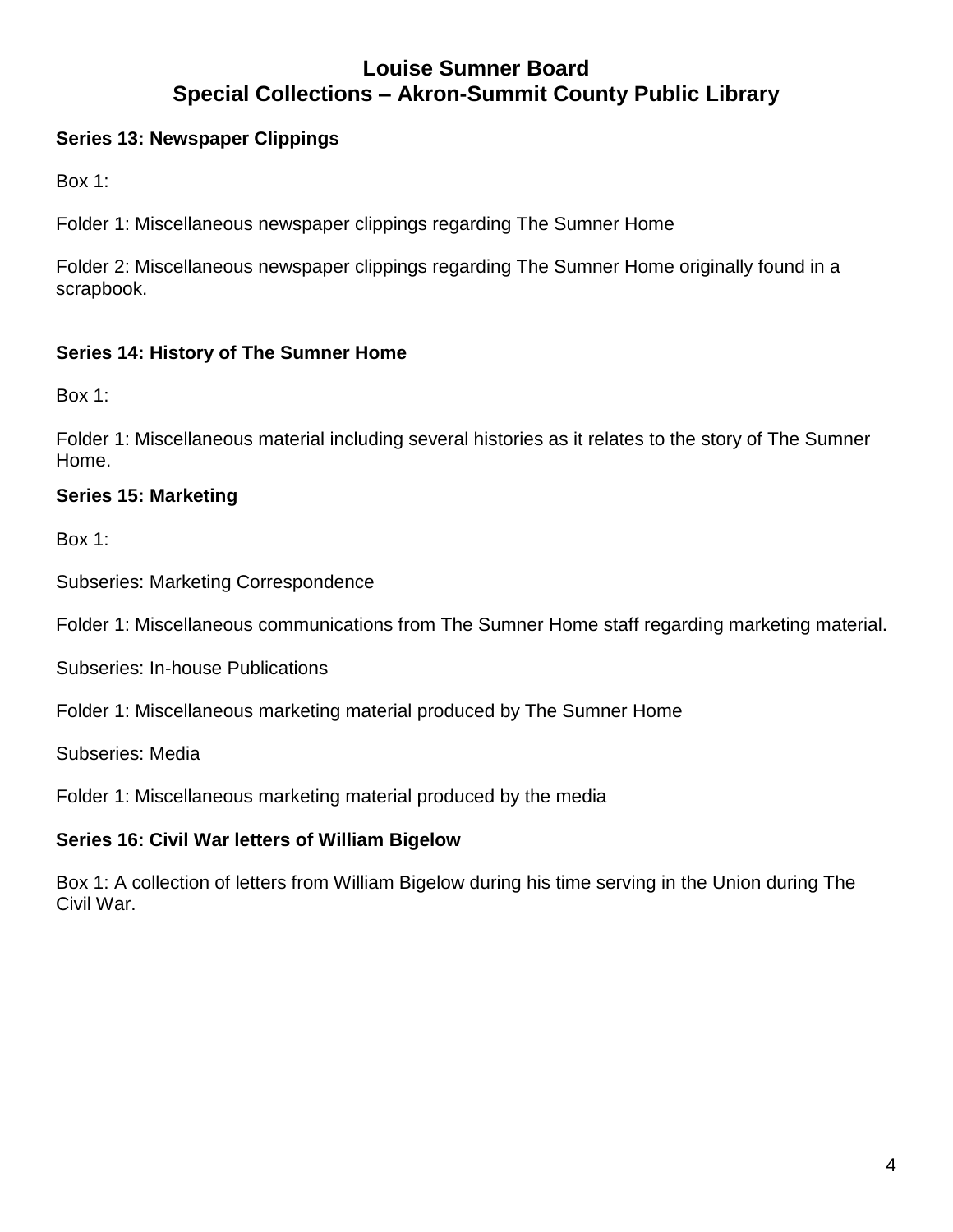# Louise Sumner Board
# Special Collections – Akron-Summit County Public Library

### Series 13: Newspaper Clippings

Box 1:

Folder 1: Miscellaneous newspaper clippings regarding The Sumner Home

Folder 2: Miscellaneous newspaper clippings regarding The Sumner Home originally found in a scrapbook.

### Series 14: History of The Sumner Home

Box 1:

Folder 1: Miscellaneous material including several histories as it relates to the story of The Sumner Home.

### Series 15: Marketing

Box 1:

Subseries: Marketing Correspondence

Folder 1: Miscellaneous communications from The Sumner Home staff regarding marketing material.

Subseries: In-house Publications

Folder 1: Miscellaneous marketing material produced by The Sumner Home

Subseries: Media

Folder 1: Miscellaneous marketing material produced by the media

### Series 16: Civil War letters of William Bigelow

Box 1: A collection of letters from William Bigelow during his time serving in the Union during The Civil War.